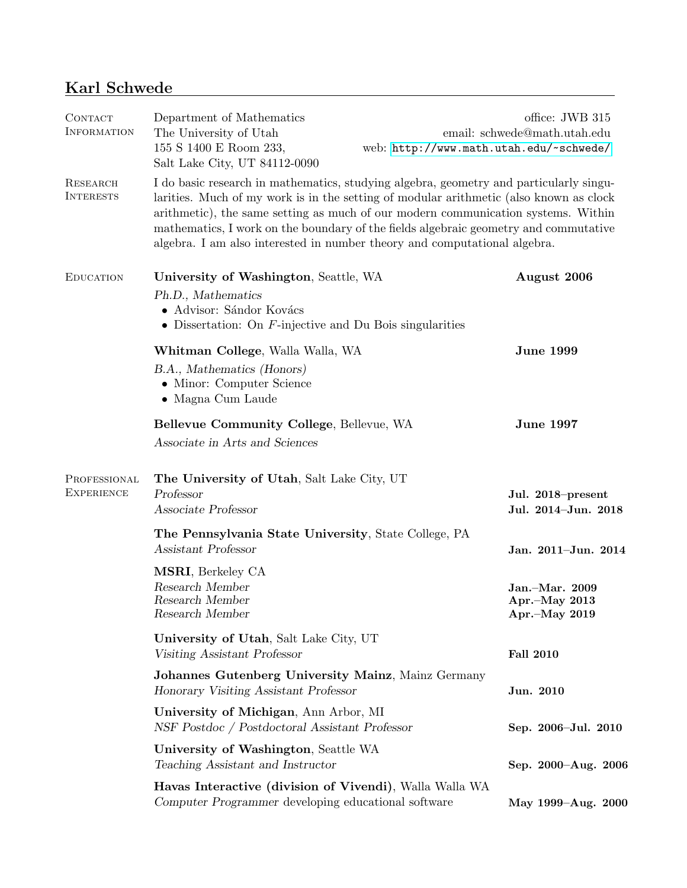# Karl Schwede

## Contact Information

Department of Mathematics
The University of Utah
155 S 1400 E Room 233,
Salt Lake City, UT 84112-0090

office: JWB 315
email: schwede@math.utah.edu
web: http://www.math.utah.edu/~schwede/

## Research Interests

I do basic research in mathematics, studying algebra, geometry and particularly singularities. Much of my work is in the setting of modular arithmetic (also known as clock arithmetic), the same setting as much of our modern communication systems. Within mathematics, I work on the boundary of the fields algebraic geometry and commutative algebra. I am also interested in number theory and computational algebra.

## Education

**University of Washington**, Seattle, WA — **August 2006**

*Ph.D., Mathematics*

- Advisor: Sándor Kovács
- Dissertation: On $F$-injective and Du Bois singularities

**Whitman College**, Walla Walla, WA — **June 1999**

*B.A., Mathematics (Honors)*

- Minor: Computer Science
- Magna Cum Laude

**Bellevue Community College**, Bellevue, WA — **June 1997**

*Associate in Arts and Sciences*

## Professional Experience

**The University of Utah**, Salt Lake City, UT

*Professor* — **Jul. 2018–present**
*Associate Professor* — **Jul. 2014–Jun. 2018**

**The Pennsylvania State University**, State College, PA

*Assistant Professor* — **Jan. 2011–Jun. 2014**

**MSRI**, Berkeley CA

*Research Member* — **Jan.–Mar. 2009**
*Research Member* — **Apr.–May 2013**
*Research Member* — **Apr.–May 2019**

**University of Utah**, Salt Lake City, UT

*Visiting Assistant Professor* — **Fall 2010**

**Johannes Gutenberg University Mainz**, Mainz Germany

*Honorary Visiting Assistant Professor* — **Jun. 2010**

**University of Michigan**, Ann Arbor, MI

*NSF Postdoc / Postdoctoral Assistant Professor* — **Sep. 2006–Jul. 2010**

**University of Washington**, Seattle WA

*Teaching Assistant and Instructor* — **Sep. 2000–Aug. 2006**

**Havas Interactive (division of Vivendi)**, Walla Walla WA

*Computer Programmer* developing educational software — **May 1999–Aug. 2000**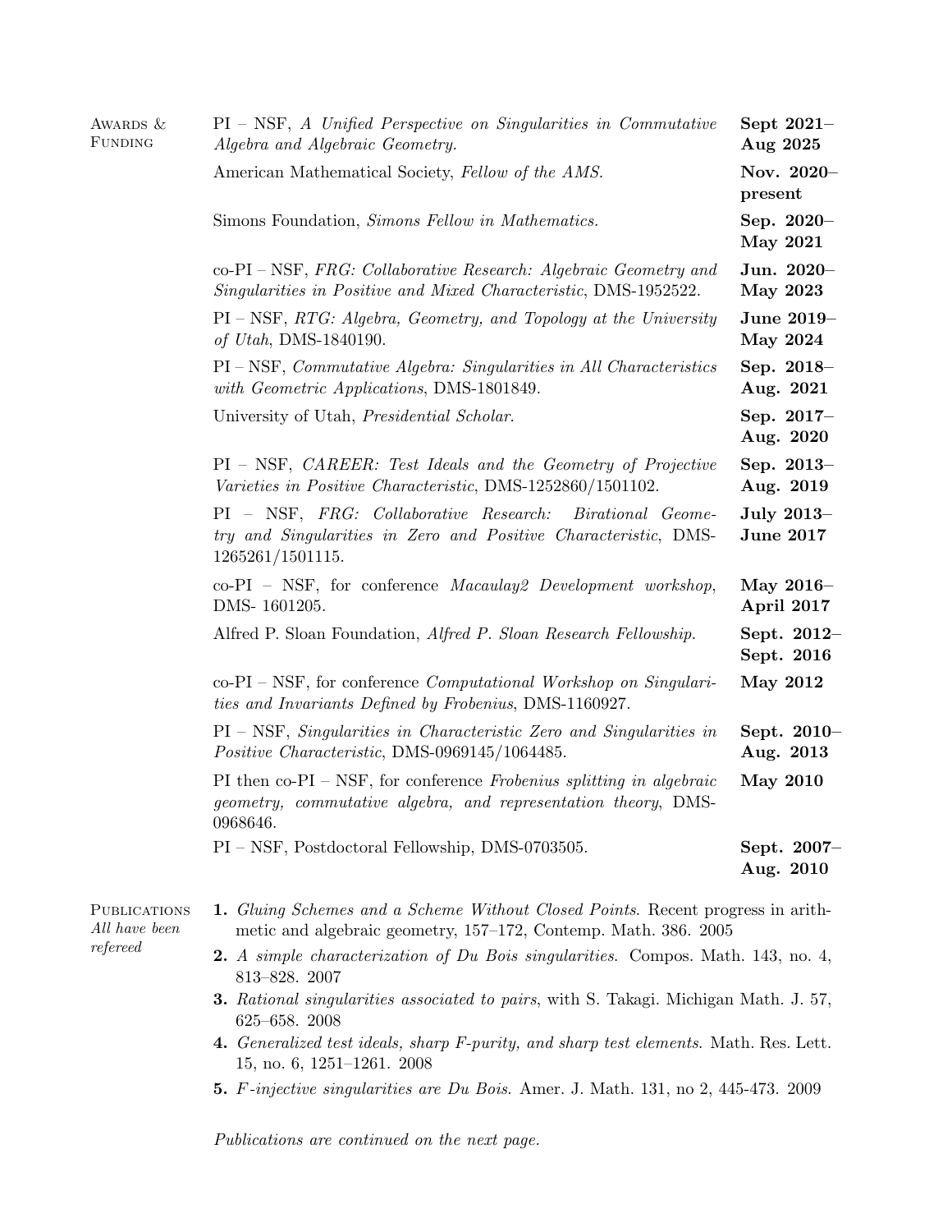## Awards & Funding

| | |
|---|---|
| PI – NSF, *A Unified Perspective on Singularities in Commutative Algebra and Algebraic Geometry.* | **Sept 2021– Aug 2025** |
| American Mathematical Society, *Fellow of the AMS.* | **Nov. 2020– present** |
| Simons Foundation, *Simons Fellow in Mathematics.* | **Sep. 2020– May 2021** |
| co-PI – NSF, *FRG: Collaborative Research: Algebraic Geometry and Singularities in Positive and Mixed Characteristic*, DMS-1952522. | **Jun. 2020– May 2023** |
| PI – NSF, *RTG: Algebra, Geometry, and Topology at the University of Utah*, DMS-1840190. | **June 2019– May 2024** |
| PI – NSF, *Commutative Algebra: Singularities in All Characteristics with Geometric Applications*, DMS-1801849. | **Sep. 2018– Aug. 2021** |
| University of Utah, *Presidential Scholar*. | **Sep. 2017– Aug. 2020** |
| PI – NSF, *CAREER: Test Ideals and the Geometry of Projective Varieties in Positive Characteristic*, DMS-1252860/1501102. | **Sep. 2013– Aug. 2019** |
| PI – NSF, *FRG: Collaborative Research: Birational Geometry and Singularities in Zero and Positive Characteristic*, DMS-1265261/1501115. | **July 2013– June 2017** |
| co-PI – NSF, for conference *Macaulay2 Development workshop*, DMS- 1601205. | **May 2016– April 2017** |
| Alfred P. Sloan Foundation, *Alfred P. Sloan Research Fellowship*. | **Sept. 2012– Sept. 2016** |
| co-PI – NSF, for conference *Computational Workshop on Singularities and Invariants Defined by Frobenius*, DMS-1160927. | **May 2012** |
| PI – NSF, *Singularities in Characteristic Zero and Singularities in Positive Characteristic*, DMS-0969145/1064485. | **Sept. 2010– Aug. 2013** |
| PI then co-PI – NSF, for conference *Frobenius splitting in algebraic geometry, commutative algebra, and representation theory*, DMS-0968646. | **May 2010** |
| PI – NSF, Postdoctoral Fellowship, DMS-0703505. | **Sept. 2007– Aug. 2010** |

## Publications

*All have been refereed*

1. *Gluing Schemes and a Scheme Without Closed Points*. Recent progress in arithmetic and algebraic geometry, 157–172, Contemp. Math. 386. 2005
2. *A simple characterization of Du Bois singularities.* Compos. Math. 143, no. 4, 813–828. 2007
3. *Rational singularities associated to pairs*, with S. Takagi. Michigan Math. J. 57, 625–658. 2008
4. *Generalized test ideals, sharp F-purity, and sharp test elements.* Math. Res. Lett. 15, no. 6, 1251–1261. 2008
5. *F-injective singularities are Du Bois.* Amer. J. Math. 131, no 2, 445-473. 2009

*Publications are continued on the next page.*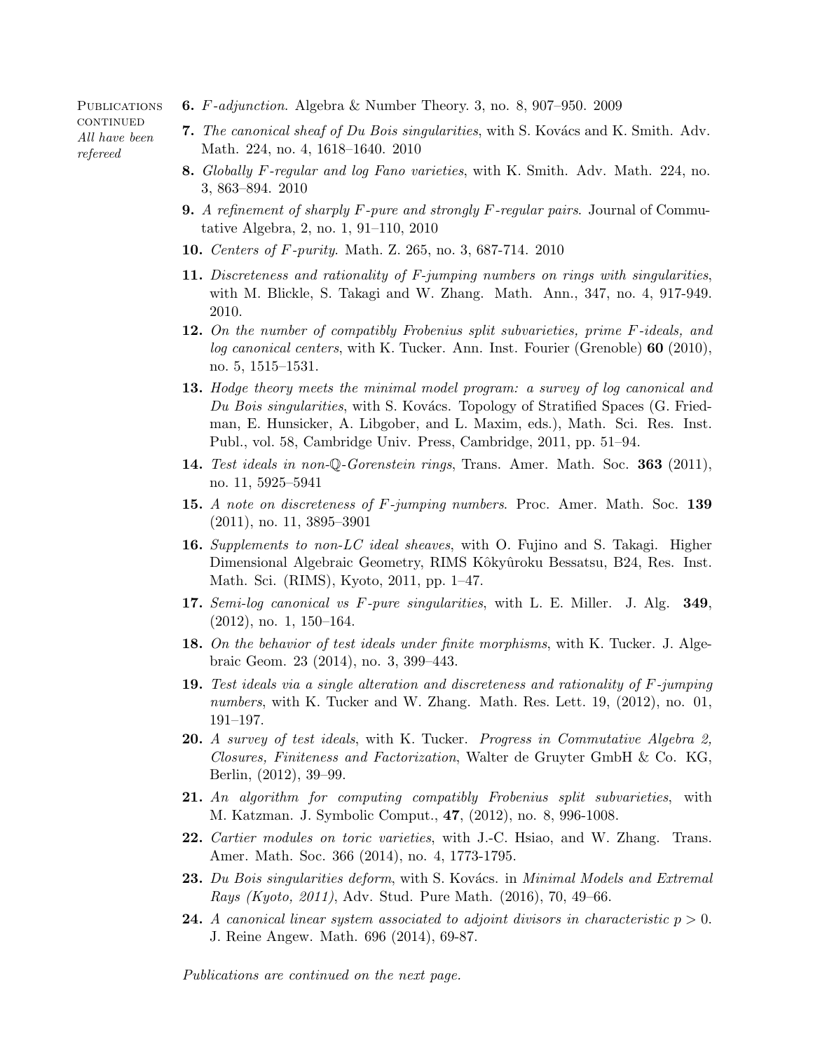Publications continued
*All have been refereed*

**6.** *F-adjunction*. Algebra & Number Theory. 3, no. 8, 907–950. 2009

**7.** *The canonical sheaf of Du Bois singularities*, with S. Kovács and K. Smith. Adv. Math. 224, no. 4, 1618–1640. 2010

**8.** *Globally F-regular and log Fano varieties*, with K. Smith. Adv. Math. 224, no. 3, 863–894. 2010

**9.** *A refinement of sharply F-pure and strongly F-regular pairs*. Journal of Commutative Algebra, 2, no. 1, 91–110, 2010

**10.** *Centers of F-purity*. Math. Z. 265, no. 3, 687-714. 2010

**11.** *Discreteness and rationality of F-jumping numbers on rings with singularities*, with M. Blickle, S. Takagi and W. Zhang. Math. Ann., 347, no. 4, 917-949. 2010.

**12.** *On the number of compatibly Frobenius split subvarieties, prime F-ideals, and log canonical centers*, with K. Tucker. Ann. Inst. Fourier (Grenoble) **60** (2010), no. 5, 1515–1531.

**13.** *Hodge theory meets the minimal model program: a survey of log canonical and Du Bois singularities*, with S. Kovács. Topology of Stratified Spaces (G. Friedman, E. Hunsicker, A. Libgober, and L. Maxim, eds.), Math. Sci. Res. Inst. Publ., vol. 58, Cambridge Univ. Press, Cambridge, 2011, pp. 51–94.

**14.** *Test ideals in non-$\mathbb{Q}$-Gorenstein rings*, Trans. Amer. Math. Soc. **363** (2011), no. 11, 5925–5941

**15.** *A note on discreteness of F-jumping numbers*. Proc. Amer. Math. Soc. **139** (2011), no. 11, 3895–3901

**16.** *Supplements to non-LC ideal sheaves*, with O. Fujino and S. Takagi. Higher Dimensional Algebraic Geometry, RIMS Kôkyûroku Bessatsu, B24, Res. Inst. Math. Sci. (RIMS), Kyoto, 2011, pp. 1–47.

**17.** *Semi-log canonical vs F-pure singularities*, with L. E. Miller. J. Alg. **349**, (2012), no. 1, 150–164.

**18.** *On the behavior of test ideals under finite morphisms*, with K. Tucker. J. Algebraic Geom. 23 (2014), no. 3, 399–443.

**19.** *Test ideals via a single alteration and discreteness and rationality of F-jumping numbers*, with K. Tucker and W. Zhang. Math. Res. Lett. 19, (2012), no. 01, 191–197.

**20.** *A survey of test ideals*, with K. Tucker. *Progress in Commutative Algebra 2, Closures, Finiteness and Factorization*, Walter de Gruyter GmbH & Co. KG, Berlin, (2012), 39–99.

**21.** *An algorithm for computing compatibly Frobenius split subvarieties*, with M. Katzman. J. Symbolic Comput., **47**, (2012), no. 8, 996-1008.

**22.** *Cartier modules on toric varieties*, with J.-C. Hsiao, and W. Zhang. Trans. Amer. Math. Soc. 366 (2014), no. 4, 1773-1795.

**23.** *Du Bois singularities deform*, with S. Kovács. in *Minimal Models and Extremal Rays (Kyoto, 2011)*, Adv. Stud. Pure Math. (2016), 70, 49–66.

**24.** *A canonical linear system associated to adjoint divisors in characteristic $p > 0$*. J. Reine Angew. Math. 696 (2014), 69-87.

*Publications are continued on the next page.*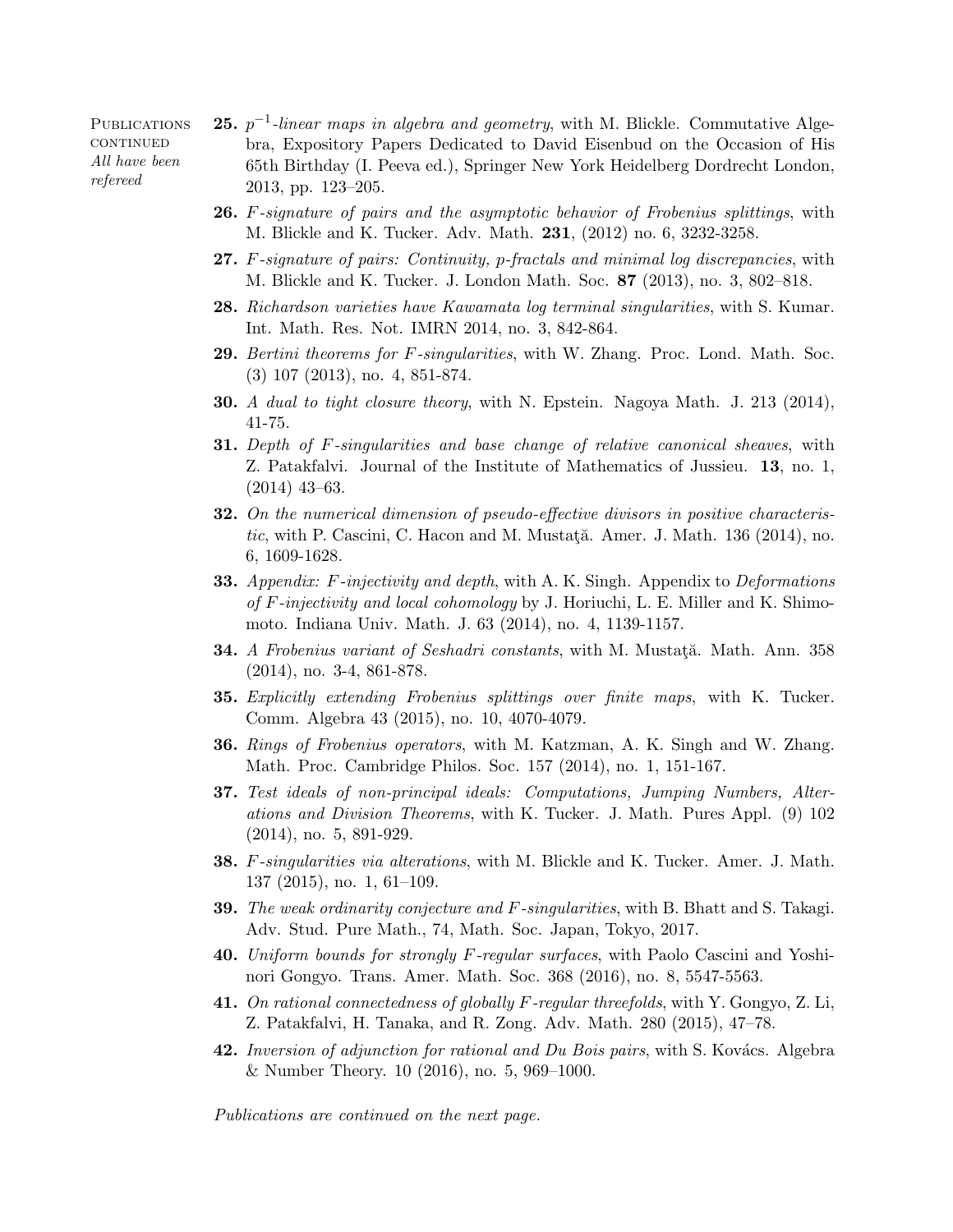Publications continued
*All have been refereed*

**25.** $p^{-1}$*-linear maps in algebra and geometry*, with M. Blickle. Commutative Algebra, Expository Papers Dedicated to David Eisenbud on the Occasion of His 65th Birthday (I. Peeva ed.), Springer New York Heidelberg Dordrecht London, 2013, pp. 123–205.

**26.** *F-signature of pairs and the asymptotic behavior of Frobenius splittings*, with M. Blickle and K. Tucker. Adv. Math. **231**, (2012) no. 6, 3232-3258.

**27.** *F-signature of pairs: Continuity, p-fractals and minimal log discrepancies*, with M. Blickle and K. Tucker. J. London Math. Soc. **87** (2013), no. 3, 802–818.

**28.** *Richardson varieties have Kawamata log terminal singularities*, with S. Kumar. Int. Math. Res. Not. IMRN 2014, no. 3, 842-864.

**29.** *Bertini theorems for F-singularities*, with W. Zhang. Proc. Lond. Math. Soc. (3) 107 (2013), no. 4, 851-874.

**30.** *A dual to tight closure theory*, with N. Epstein. Nagoya Math. J. 213 (2014), 41-75.

**31.** *Depth of F-singularities and base change of relative canonical sheaves*, with Z. Patakfalvi. Journal of the Institute of Mathematics of Jussieu. **13**, no. 1, (2014) 43–63.

**32.** *On the numerical dimension of pseudo-effective divisors in positive characteristic*, with P. Cascini, C. Hacon and M. Mustaţă. Amer. J. Math. 136 (2014), no. 6, 1609-1628.

**33.** *Appendix: F-injectivity and depth*, with A. K. Singh. Appendix to *Deformations of F-injectivity and local cohomology* by J. Horiuchi, L. E. Miller and K. Shimomoto. Indiana Univ. Math. J. 63 (2014), no. 4, 1139-1157.

**34.** *A Frobenius variant of Seshadri constants*, with M. Mustaţă. Math. Ann. 358 (2014), no. 3-4, 861-878.

**35.** *Explicitly extending Frobenius splittings over finite maps*, with K. Tucker. Comm. Algebra 43 (2015), no. 10, 4070-4079.

**36.** *Rings of Frobenius operators*, with M. Katzman, A. K. Singh and W. Zhang. Math. Proc. Cambridge Philos. Soc. 157 (2014), no. 1, 151-167.

**37.** *Test ideals of non-principal ideals: Computations, Jumping Numbers, Alterations and Division Theorems*, with K. Tucker. J. Math. Pures Appl. (9) 102 (2014), no. 5, 891-929.

**38.** *F-singularities via alterations*, with M. Blickle and K. Tucker. Amer. J. Math. 137 (2015), no. 1, 61–109.

**39.** *The weak ordinarity conjecture and F-singularities*, with B. Bhatt and S. Takagi. Adv. Stud. Pure Math., 74, Math. Soc. Japan, Tokyo, 2017.

**40.** *Uniform bounds for strongly F-regular surfaces*, with Paolo Cascini and Yoshinori Gongyo. Trans. Amer. Math. Soc. 368 (2016), no. 8, 5547-5563.

**41.** *On rational connectedness of globally F-regular threefolds*, with Y. Gongyo, Z. Li, Z. Patakfalvi, H. Tanaka, and R. Zong. Adv. Math. 280 (2015), 47–78.

**42.** *Inversion of adjunction for rational and Du Bois pairs*, with S. Kovács. Algebra & Number Theory. 10 (2016), no. 5, 969–1000.

*Publications are continued on the next page.*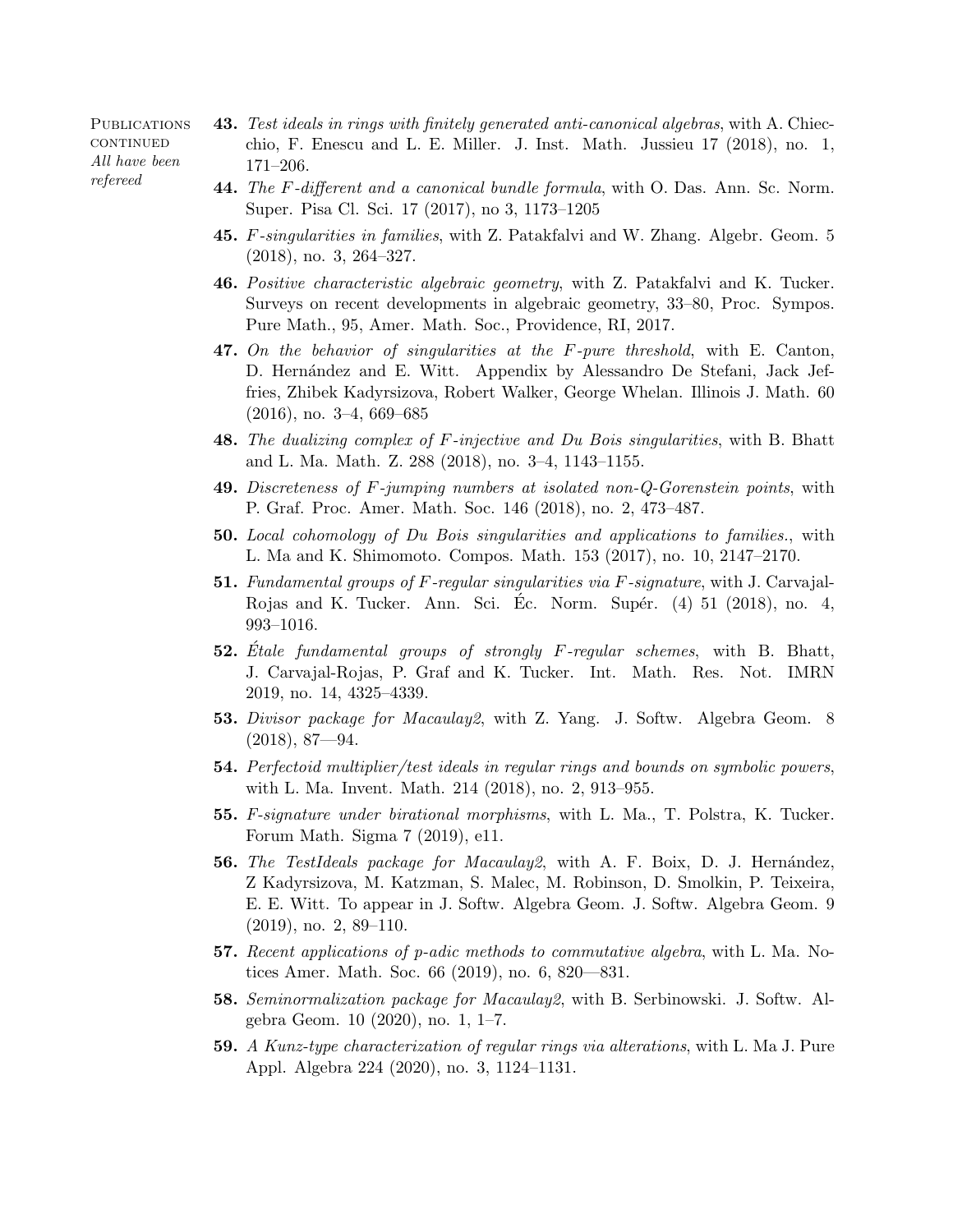Publications continued
*All have been refereed*

**43.** *Test ideals in rings with finitely generated anti-canonical algebras*, with A. Chiecchio, F. Enescu and L. E. Miller. J. Inst. Math. Jussieu 17 (2018), no. 1, 171–206.

**44.** *The $F$-different and a canonical bundle formula*, with O. Das. Ann. Sc. Norm. Super. Pisa Cl. Sci. 17 (2017), no 3, 1173–1205

**45.** *$F$-singularities in families*, with Z. Patakfalvi and W. Zhang. Algebr. Geom. 5 (2018), no. 3, 264–327.

**46.** *Positive characteristic algebraic geometry*, with Z. Patakfalvi and K. Tucker. Surveys on recent developments in algebraic geometry, 33–80, Proc. Sympos. Pure Math., 95, Amer. Math. Soc., Providence, RI, 2017.

**47.** *On the behavior of singularities at the $F$-pure threshold*, with E. Canton, D. Hernández and E. Witt. Appendix by Alessandro De Stefani, Jack Jeffries, Zhibek Kadyrsizova, Robert Walker, George Whelan. Illinois J. Math. 60 (2016), no. 3–4, 669–685

**48.** *The dualizing complex of $F$-injective and Du Bois singularities*, with B. Bhatt and L. Ma. Math. Z. 288 (2018), no. 3–4, 1143–1155.

**49.** *Discreteness of $F$-jumping numbers at isolated non-Q-Gorenstein points*, with P. Graf. Proc. Amer. Math. Soc. 146 (2018), no. 2, 473–487.

**50.** *Local cohomology of Du Bois singularities and applications to families.*, with L. Ma and K. Shimomoto. Compos. Math. 153 (2017), no. 10, 2147–2170.

**51.** *Fundamental groups of $F$-regular singularities via $F$-signature*, with J. Carvajal-Rojas and K. Tucker. Ann. Sci. Éc. Norm. Supér. (4) 51 (2018), no. 4, 993–1016.

**52.** *Étale fundamental groups of strongly $F$-regular schemes*, with B. Bhatt, J. Carvajal-Rojas, P. Graf and K. Tucker. Int. Math. Res. Not. IMRN 2019, no. 14, 4325–4339.

**53.** *Divisor package for Macaulay2*, with Z. Yang. J. Softw. Algebra Geom. 8 (2018), 87—94.

**54.** *Perfectoid multiplier/test ideals in regular rings and bounds on symbolic powers*, with L. Ma. Invent. Math. 214 (2018), no. 2, 913–955.

**55.** *F-signature under birational morphisms*, with L. Ma., T. Polstra, K. Tucker. Forum Math. Sigma 7 (2019), e11.

**56.** *The TestIdeals package for Macaulay2*, with A. F. Boix, D. J. Hernández, Z Kadyrsizova, M. Katzman, S. Malec, M. Robinson, D. Smolkin, P. Teixeira, E. E. Witt. To appear in J. Softw. Algebra Geom. J. Softw. Algebra Geom. 9 (2019), no. 2, 89–110.

**57.** *Recent applications of p-adic methods to commutative algebra*, with L. Ma. Notices Amer. Math. Soc. 66 (2019), no. 6, 820—831.

**58.** *Seminormalization package for Macaulay2*, with B. Serbinowski. J. Softw. Algebra Geom. 10 (2020), no. 1, 1–7.

**59.** *A Kunz-type characterization of regular rings via alterations*, with L. Ma J. Pure Appl. Algebra 224 (2020), no. 3, 1124–1131.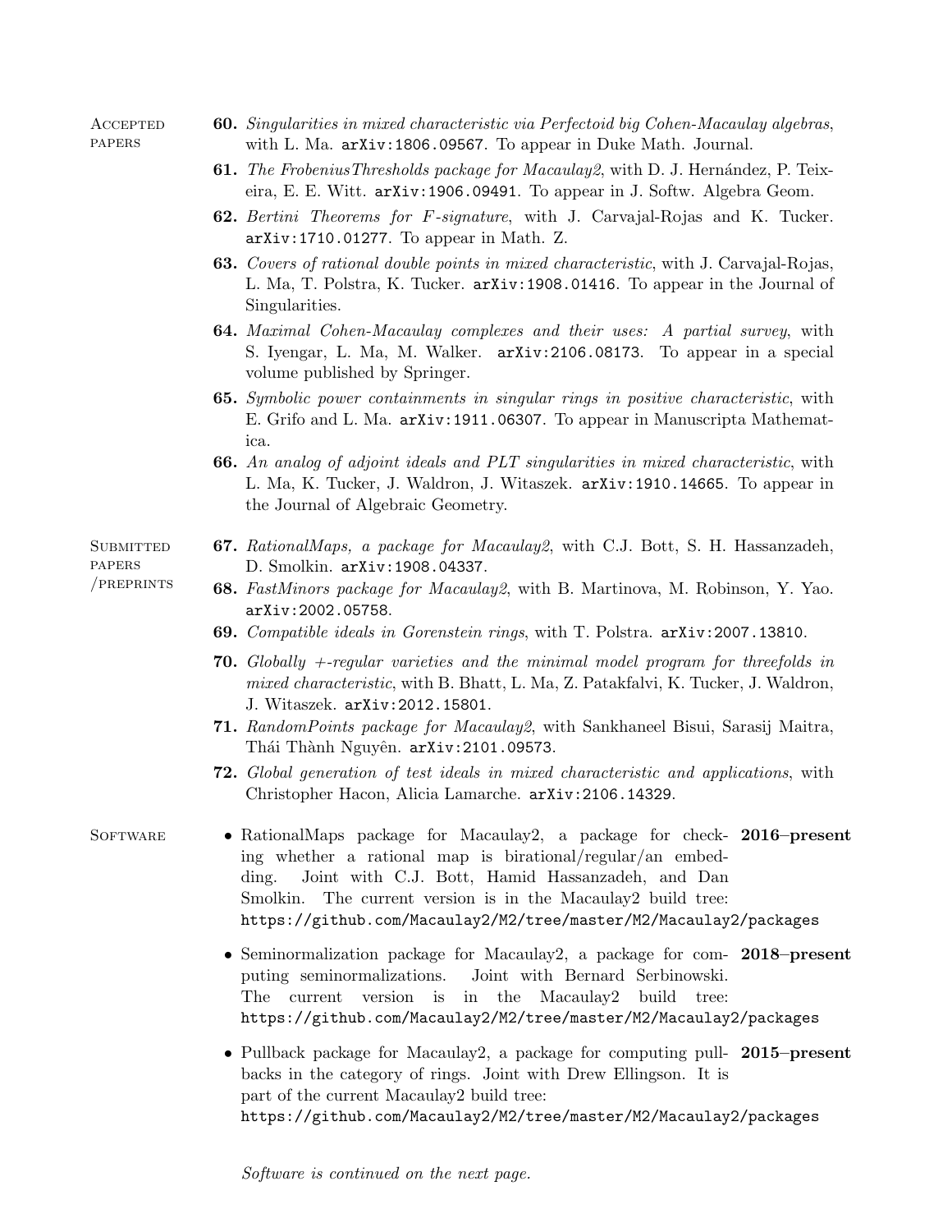**Accepted papers**

**60.** *Singularities in mixed characteristic via Perfectoid big Cohen-Macaulay algebras*, with L. Ma. arXiv:1806.09567. To appear in Duke Math. Journal.

**61.** *The FrobeniusThresholds package for Macaulay2*, with D. J. Hernández, P. Teixeira, E. E. Witt. arXiv:1906.09491. To appear in J. Softw. Algebra Geom.

**62.** *Bertini Theorems for $F$-signature*, with J. Carvajal-Rojas and K. Tucker. arXiv:1710.01277. To appear in Math. Z.

**63.** *Covers of rational double points in mixed characteristic*, with J. Carvajal-Rojas, L. Ma, T. Polstra, K. Tucker. arXiv:1908.01416. To appear in the Journal of Singularities.

**64.** *Maximal Cohen-Macaulay complexes and their uses: A partial survey*, with S. Iyengar, L. Ma, M. Walker. arXiv:2106.08173. To appear in a special volume published by Springer.

**65.** *Symbolic power containments in singular rings in positive characteristic*, with E. Grifo and L. Ma. arXiv:1911.06307. To appear in Manuscripta Mathematica.

**66.** *An analog of adjoint ideals and PLT singularities in mixed characteristic*, with L. Ma, K. Tucker, J. Waldron, J. Witaszek. arXiv:1910.14665. To appear in the Journal of Algebraic Geometry.

**Submitted papers /preprints**

**67.** *RationalMaps, a package for Macaulay2*, with C.J. Bott, S. H. Hassanzadeh, D. Smolkin. arXiv:1908.04337.

**68.** *FastMinors package for Macaulay2*, with B. Martinova, M. Robinson, Y. Yao. arXiv:2002.05758.

**69.** *Compatible ideals in Gorenstein rings*, with T. Polstra. arXiv:2007.13810.

**70.** *Globally $+$-regular varieties and the minimal model program for threefolds in mixed characteristic*, with B. Bhatt, L. Ma, Z. Patakfalvi, K. Tucker, J. Waldron, J. Witaszek. arXiv:2012.15801.

**71.** *RandomPoints package for Macaulay2*, with Sankhaneel Bisui, Sarasij Maitra, Thái Thành Nguyên. arXiv:2101.09573.

**72.** *Global generation of test ideals in mixed characteristic and applications*, with Christopher Hacon, Alicia Lamarche. arXiv:2106.14329.

**Software**

- RationalMaps package for Macaulay2, a package for checking whether a rational map is birational/regular/an embedding. Joint with C.J. Bott, Hamid Hassanzadeh, and Dan Smolkin. The current version is in the Macaulay2 build tree: https://github.com/Macaulay2/M2/tree/master/M2/Macaulay2/packages — **2016–present**

- Seminormalization package for Macaulay2, a package for computing seminormalizations. Joint with Bernard Serbinowski. The current version is in the Macaulay2 build tree: https://github.com/Macaulay2/M2/tree/master/M2/Macaulay2/packages — **2018–present**

- Pullback package for Macaulay2, a package for computing pullbacks in the category of rings. Joint with Drew Ellingson. It is part of the current Macaulay2 build tree: https://github.com/Macaulay2/M2/tree/master/M2/Macaulay2/packages — **2015–present**

*Software is continued on the next page.*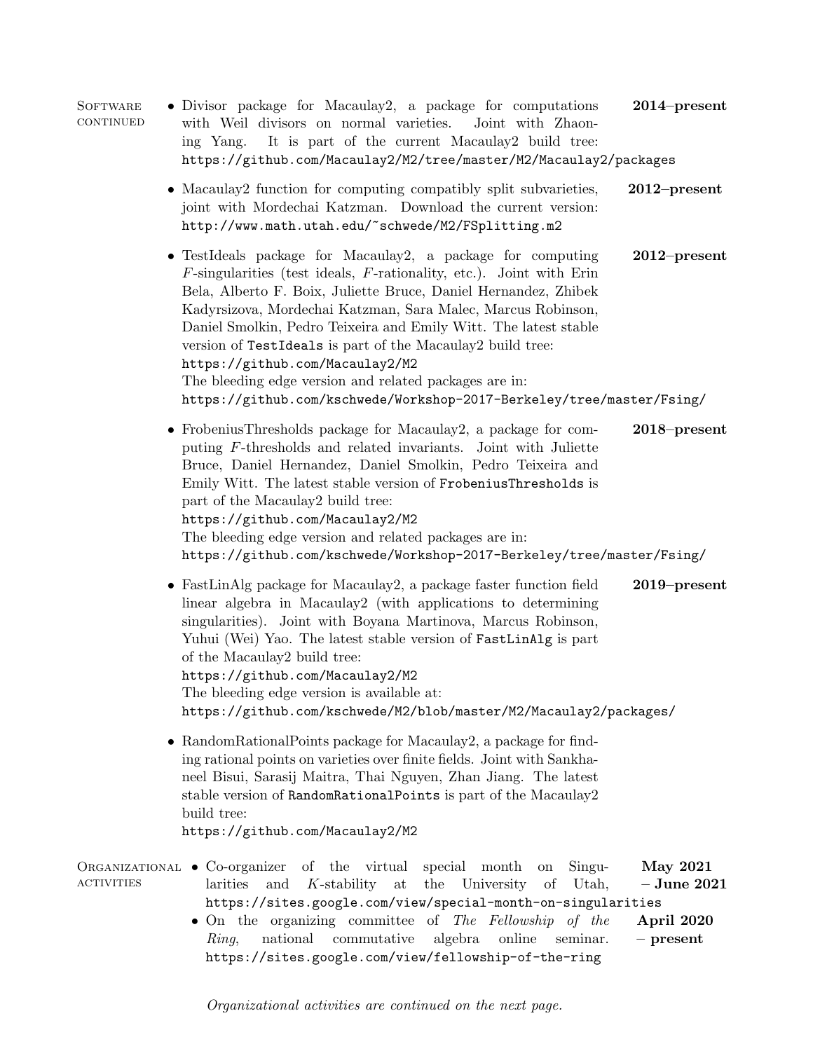**Software continued**

- Divisor package for Macaulay2, a package for computations with Weil divisors on normal varieties. Joint with Zhaoning Yang. It is part of the current Macaulay2 build tree: `https://github.com/Macaulay2/M2/tree/master/M2/Macaulay2/packages` — **2014–present**

- Macaulay2 function for computing compatibly split subvarieties, joint with Mordechai Katzman. Download the current version: `http://www.math.utah.edu/~schwede/M2/FSplitting.m2` — **2012–present**

- TestIdeals package for Macaulay2, a package for computing $F$-singularities (test ideals, $F$-rationality, etc.). Joint with Erin Bela, Alberto F. Boix, Juliette Bruce, Daniel Hernandez, Zhibek Kadyrsizova, Mordechai Katzman, Sara Malec, Marcus Robinson, Daniel Smolkin, Pedro Teixeira and Emily Witt. The latest stable version of `TestIdeals` is part of the Macaulay2 build tree:
  `https://github.com/Macaulay2/M2`
  The bleeding edge version and related packages are in:
  `https://github.com/kschwede/Workshop-2017-Berkeley/tree/master/Fsing/` — **2012–present**

- FrobeniusThresholds package for Macaulay2, a package for computing $F$-thresholds and related invariants. Joint with Juliette Bruce, Daniel Hernandez, Daniel Smolkin, Pedro Teixeira and Emily Witt. The latest stable version of `FrobeniusThresholds` is part of the Macaulay2 build tree:
  `https://github.com/Macaulay2/M2`
  The bleeding edge version and related packages are in:
  `https://github.com/kschwede/Workshop-2017-Berkeley/tree/master/Fsing/` — **2018–present**

- FastLinAlg package for Macaulay2, a package faster function field linear algebra in Macaulay2 (with applications to determining singularities). Joint with Boyana Martinova, Marcus Robinson, Yuhui (Wei) Yao. The latest stable version of `FastLinAlg` is part of the Macaulay2 build tree:
  `https://github.com/Macaulay2/M2`
  The bleeding edge version is available at:
  `https://github.com/kschwede/M2/blob/master/M2/Macaulay2/packages/` — **2019–present**

- RandomRationalPoints package for Macaulay2, a package for finding rational points on varieties over finite fields. Joint with Sankhaneel Bisui, Sarasij Maitra, Thai Nguyen, Zhan Jiang. The latest stable version of `RandomRationalPoints` is part of the Macaulay2 build tree:
  `https://github.com/Macaulay2/M2`

**Organizational activities**

- Co-organizer of the virtual special month on Singularities and $K$-stability at the University of Utah, `https://sites.google.com/view/special-month-on-singularities` — **May 2021 – June 2021**
- On the organizing committee of *The Fellowship of the Ring*, national commutative algebra online seminar. `https://sites.google.com/view/fellowship-of-the-ring` — **April 2020 – present**

*Organizational activities are continued on the next page.*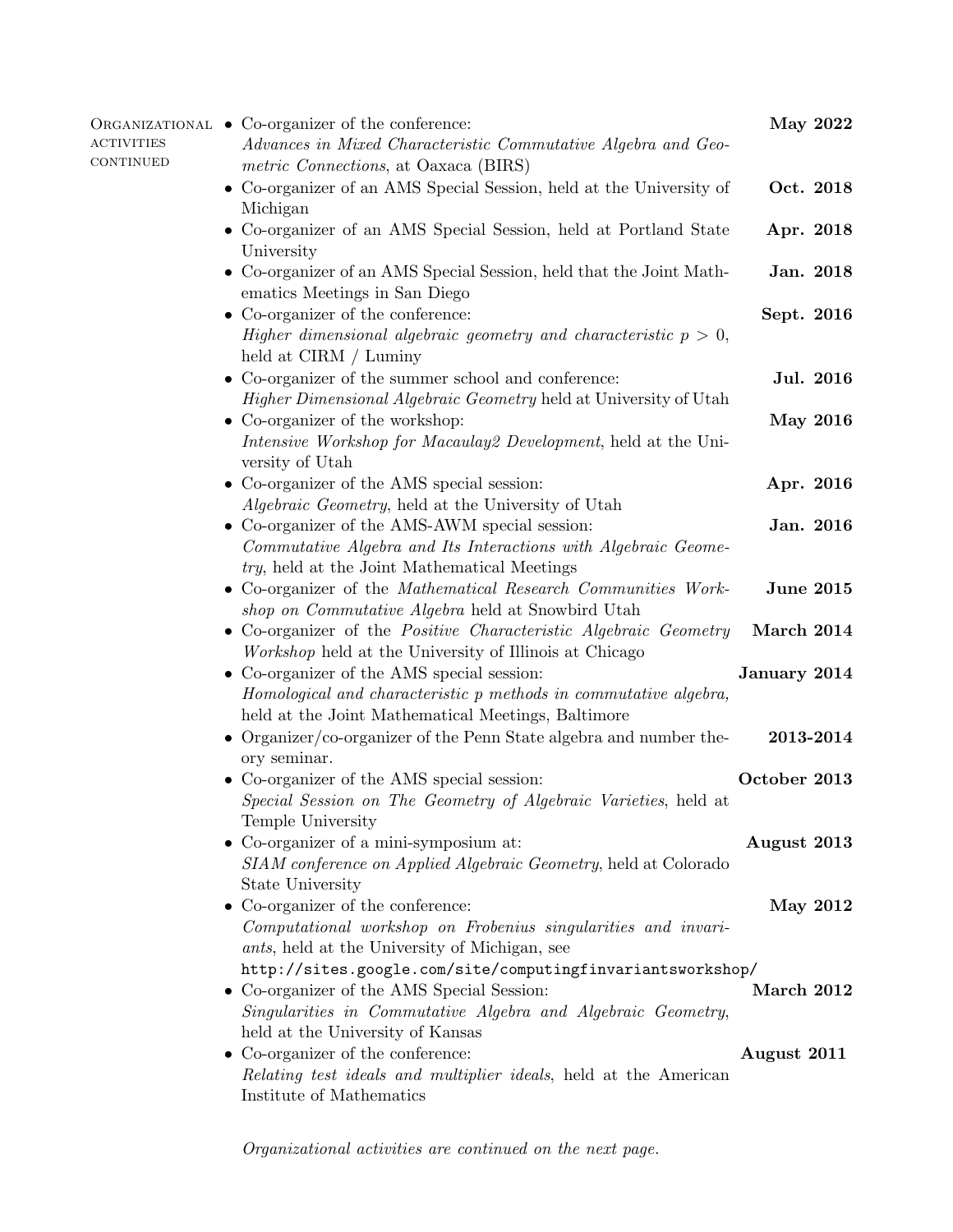**Organizational activities continued**

- Co-organizer of the conference: *Advances in Mixed Characteristic Commutative Algebra and Geometric Connections*, at Oaxaca (BIRS) — **May 2022**
- Co-organizer of an AMS Special Session, held at the University of Michigan — **Oct. 2018**
- Co-organizer of an AMS Special Session, held at Portland State University — **Apr. 2018**
- Co-organizer of an AMS Special Session, held that the Joint Mathematics Meetings in San Diego — **Jan. 2018**
- Co-organizer of the conference: *Higher dimensional algebraic geometry and characteristic $p > 0$*, held at CIRM / Luminy — **Sept. 2016**
- Co-organizer of the summer school and conference: *Higher Dimensional Algebraic Geometry* held at University of Utah — **Jul. 2016**
- Co-organizer of the workshop: *Intensive Workshop for Macaulay2 Development*, held at the University of Utah — **May 2016**
- Co-organizer of the AMS special session: *Algebraic Geometry*, held at the University of Utah — **Apr. 2016**
- Co-organizer of the AMS-AWM special session: *Commutative Algebra and Its Interactions with Algebraic Geometry*, held at the Joint Mathematical Meetings — **Jan. 2016**
- Co-organizer of the *Mathematical Research Communities Workshop on Commutative Algebra* held at Snowbird Utah — **June 2015**
- Co-organizer of the *Positive Characteristic Algebraic Geometry Workshop* held at the University of Illinois at Chicago — **March 2014**
- Co-organizer of the AMS special session: *Homological and characteristic p methods in commutative algebra,* held at the Joint Mathematical Meetings, Baltimore — **January 2014**
- Organizer/co-organizer of the Penn State algebra and number theory seminar. — **2013-2014**
- Co-organizer of the AMS special session: *Special Session on The Geometry of Algebraic Varieties*, held at Temple University — **October 2013**
- Co-organizer of a mini-symposium at: *SIAM conference on Applied Algebraic Geometry*, held at Colorado State University — **August 2013**
- Co-organizer of the conference: *Computational workshop on Frobenius singularities and invariants*, held at the University of Michigan, see `http://sites.google.com/site/computingfinvariantsworkshop/` — **May 2012**
- Co-organizer of the AMS Special Session: *Singularities in Commutative Algebra and Algebraic Geometry*, held at the University of Kansas — **March 2012**
- Co-organizer of the conference: *Relating test ideals and multiplier ideals*, held at the American Institute of Mathematics — **August 2011**

*Organizational activities are continued on the next page.*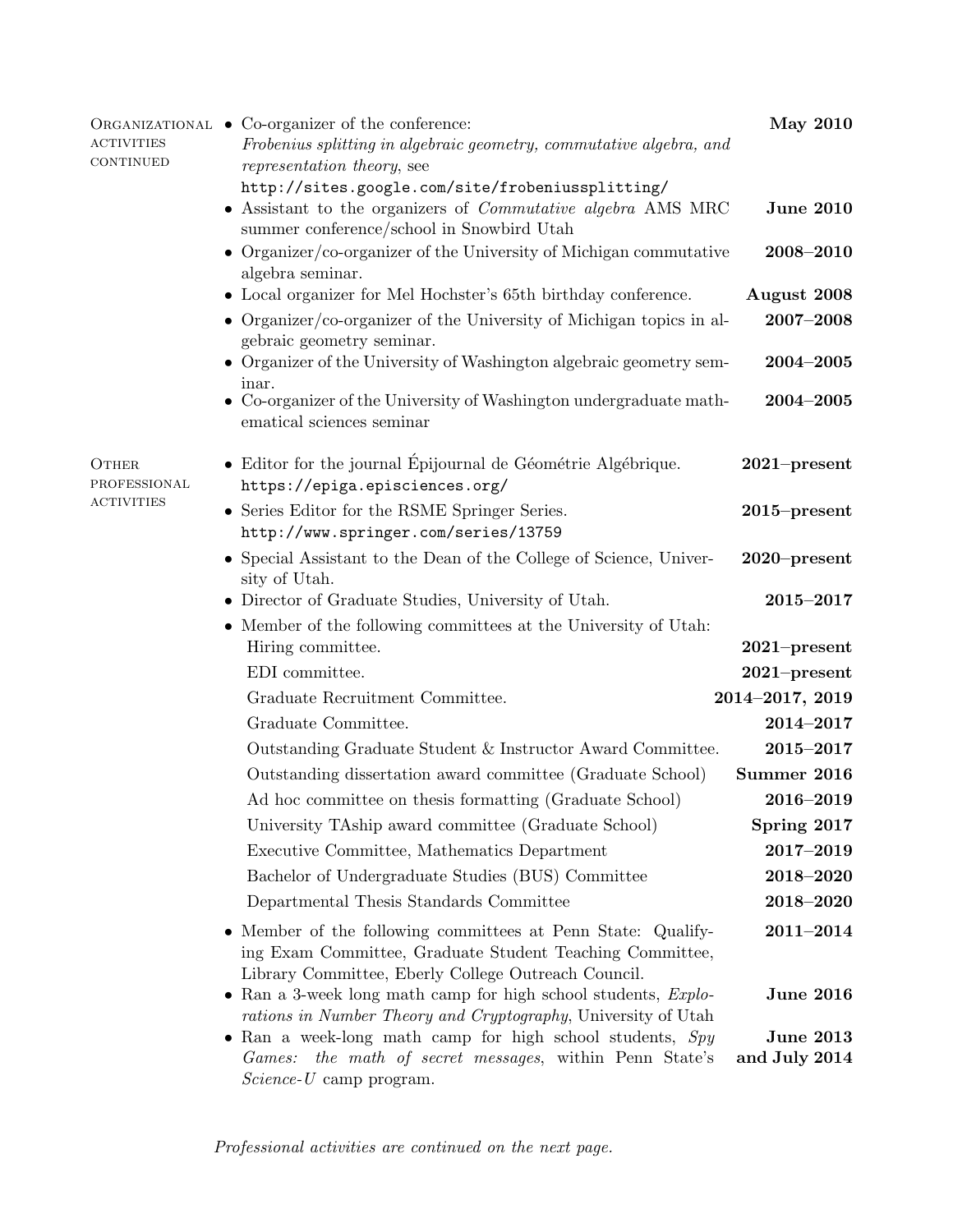### Organizational activities continued

- Co-organizer of the conference: *Frobenius splitting in algebraic geometry, commutative algebra, and representation theory*, see http://sites.google.com/site/frobeniussplitting/ — **May 2010**
- Assistant to the organizers of *Commutative algebra* AMS MRC summer conference/school in Snowbird Utah — **June 2010**
- Organizer/co-organizer of the University of Michigan commutative algebra seminar. — **2008–2010**
- Local organizer for Mel Hochster's 65th birthday conference. — **August 2008**
- Organizer/co-organizer of the University of Michigan topics in algebraic geometry seminar. — **2007–2008**
- Organizer of the University of Washington algebraic geometry seminar. — **2004–2005**
- Co-organizer of the University of Washington undergraduate mathematical sciences seminar — **2004–2005**

### Other professional activities

- Editor for the journal Épijournal de Géométrie Algébrique. https://epiga.episciences.org/ — **2021–present**
- Series Editor for the RSME Springer Series. http://www.springer.com/series/13759 — **2015–present**
- Special Assistant to the Dean of the College of Science, University of Utah. — **2020–present**
- Director of Graduate Studies, University of Utah. — **2015–2017**
- Member of the following committees at the University of Utah:
  - Hiring committee. — **2021–present**
  - EDI committee. — **2021–present**
  - Graduate Recruitment Committee. — **2014–2017, 2019**
  - Graduate Committee. — **2014–2017**
  - Outstanding Graduate Student & Instructor Award Committee. — **2015–2017**
  - Outstanding dissertation award committee (Graduate School) — **Summer 2016**
  - Ad hoc committee on thesis formatting (Graduate School) — **2016–2019**
  - University TAship award committee (Graduate School) — **Spring 2017**
  - Executive Committee, Mathematics Department — **2017–2019**
  - Bachelor of Undergraduate Studies (BUS) Committee — **2018–2020**
  - Departmental Thesis Standards Committee — **2018–2020**
- Member of the following committees at Penn State: Qualifying Exam Committee, Graduate Student Teaching Committee, Library Committee, Eberly College Outreach Council. — **2011–2014**
- Ran a 3-week long math camp for high school students, *Explorations in Number Theory and Cryptography*, University of Utah — **June 2016**
- Ran a week-long math camp for high school students, *Spy Games: the math of secret messages*, within Penn State's *Science-U* camp program. — **June 2013 and July 2014**

*Professional activities are continued on the next page.*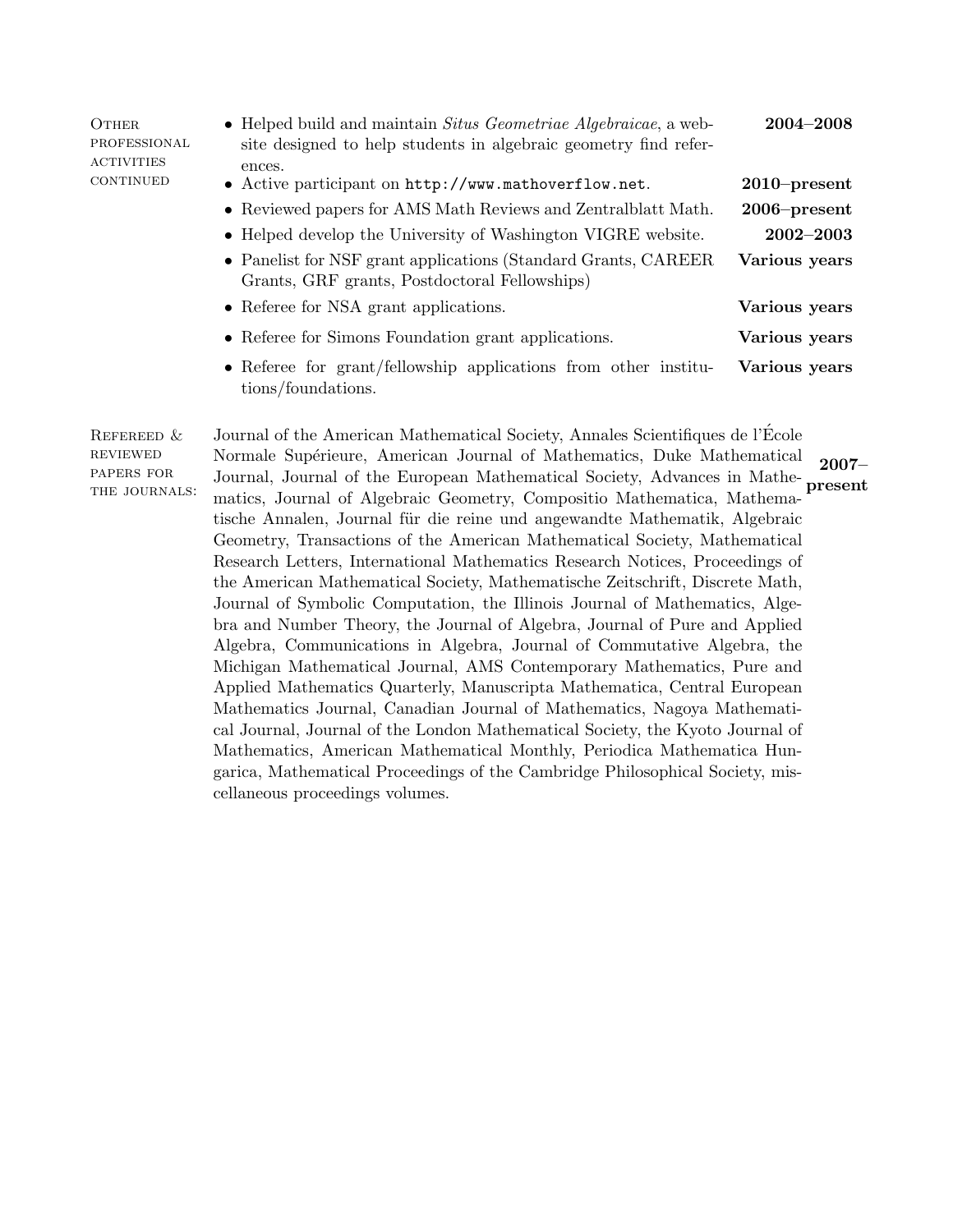**Other professional activities continued**

- Helped build and maintain *Situs Geometriae Algebraicae*, a website designed to help students in algebraic geometry find references. **2004–2008**
- Active participant on `http://www.mathoverflow.net`. **2010–present**
- Reviewed papers for AMS Math Reviews and Zentralblatt Math. **2006–present**
- Helped develop the University of Washington VIGRE website. **2002–2003**
- Panelist for NSF grant applications (Standard Grants, CAREER Grants, GRF grants, Postdoctoral Fellowships) **Various years**
- Referee for NSA grant applications. **Various years**
- Referee for Simons Foundation grant applications. **Various years**
- Referee for grant/fellowship applications from other institutions/foundations. **Various years**

**Refereed & reviewed papers for the journals:** **2007–present**

Journal of the American Mathematical Society, Annales Scientifiques de l'École Normale Supérieure, American Journal of Mathematics, Duke Mathematical Journal, Journal of the European Mathematical Society, Advances in Mathematics, Journal of Algebraic Geometry, Compositio Mathematica, Mathematische Annalen, Journal für die reine und angewandte Mathematik, Algebraic Geometry, Transactions of the American Mathematical Society, Mathematical Research Letters, International Mathematics Research Notices, Proceedings of the American Mathematical Society, Mathematische Zeitschrift, Discrete Math, Journal of Symbolic Computation, the Illinois Journal of Mathematics, Algebra and Number Theory, the Journal of Algebra, Journal of Pure and Applied Algebra, Communications in Algebra, Journal of Commutative Algebra, the Michigan Mathematical Journal, AMS Contemporary Mathematics, Pure and Applied Mathematics Quarterly, Manuscripta Mathematica, Central European Mathematics Journal, Canadian Journal of Mathematics, Nagoya Mathematical Journal, Journal of the London Mathematical Society, the Kyoto Journal of Mathematics, American Mathematical Monthly, Periodica Mathematica Hungarica, Mathematical Proceedings of the Cambridge Philosophical Society, miscellaneous proceedings volumes.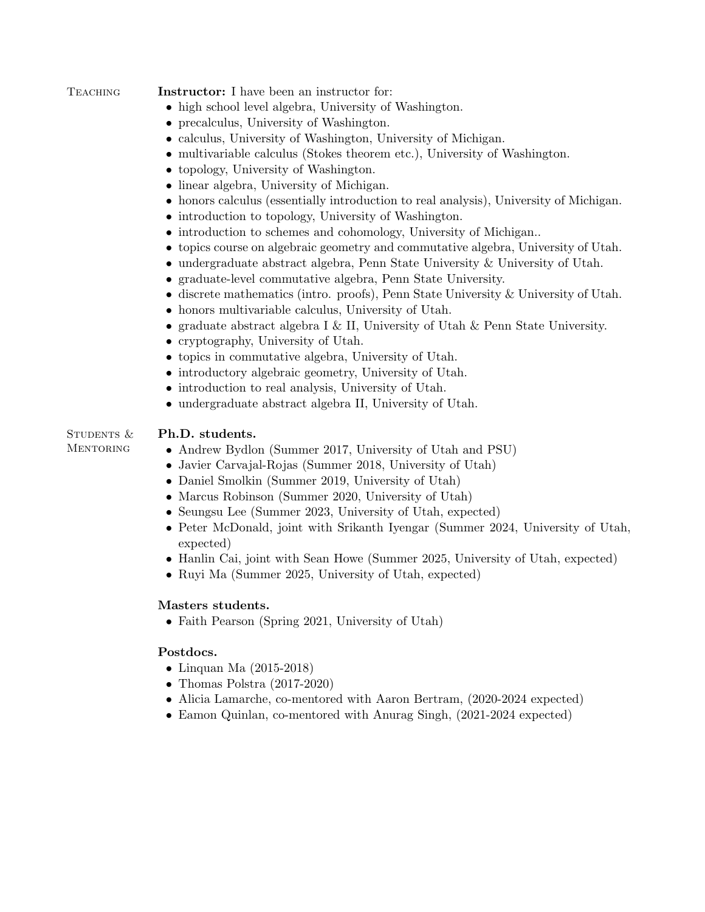## Teaching

**Instructor:** I have been an instructor for:

- high school level algebra, University of Washington.
- precalculus, University of Washington.
- calculus, University of Washington, University of Michigan.
- multivariable calculus (Stokes theorem etc.), University of Washington.
- topology, University of Washington.
- linear algebra, University of Michigan.
- honors calculus (essentially introduction to real analysis), University of Michigan.
- introduction to topology, University of Washington.
- introduction to schemes and cohomology, University of Michigan..
- topics course on algebraic geometry and commutative algebra, University of Utah.
- undergraduate abstract algebra, Penn State University & University of Utah.
- graduate-level commutative algebra, Penn State University.
- discrete mathematics (intro. proofs), Penn State University & University of Utah.
- honors multivariable calculus, University of Utah.
- graduate abstract algebra I & II, University of Utah & Penn State University.
- cryptography, University of Utah.
- topics in commutative algebra, University of Utah.
- introductory algebraic geometry, University of Utah.
- introduction to real analysis, University of Utah.
- undergraduate abstract algebra II, University of Utah.

## Students & Mentoring

**Ph.D. students.**

- Andrew Bydlon (Summer 2017, University of Utah and PSU)
- Javier Carvajal-Rojas (Summer 2018, University of Utah)
- Daniel Smolkin (Summer 2019, University of Utah)
- Marcus Robinson (Summer 2020, University of Utah)
- Seungsu Lee (Summer 2023, University of Utah, expected)
- Peter McDonald, joint with Srikanth Iyengar (Summer 2024, University of Utah, expected)
- Hanlin Cai, joint with Sean Howe (Summer 2025, University of Utah, expected)
- Ruyi Ma (Summer 2025, University of Utah, expected)

**Masters students.**

- Faith Pearson (Spring 2021, University of Utah)

**Postdocs.**

- Linquan Ma (2015-2018)
- Thomas Polstra (2017-2020)
- Alicia Lamarche, co-mentored with Aaron Bertram, (2020-2024 expected)
- Eamon Quinlan, co-mentored with Anurag Singh, (2021-2024 expected)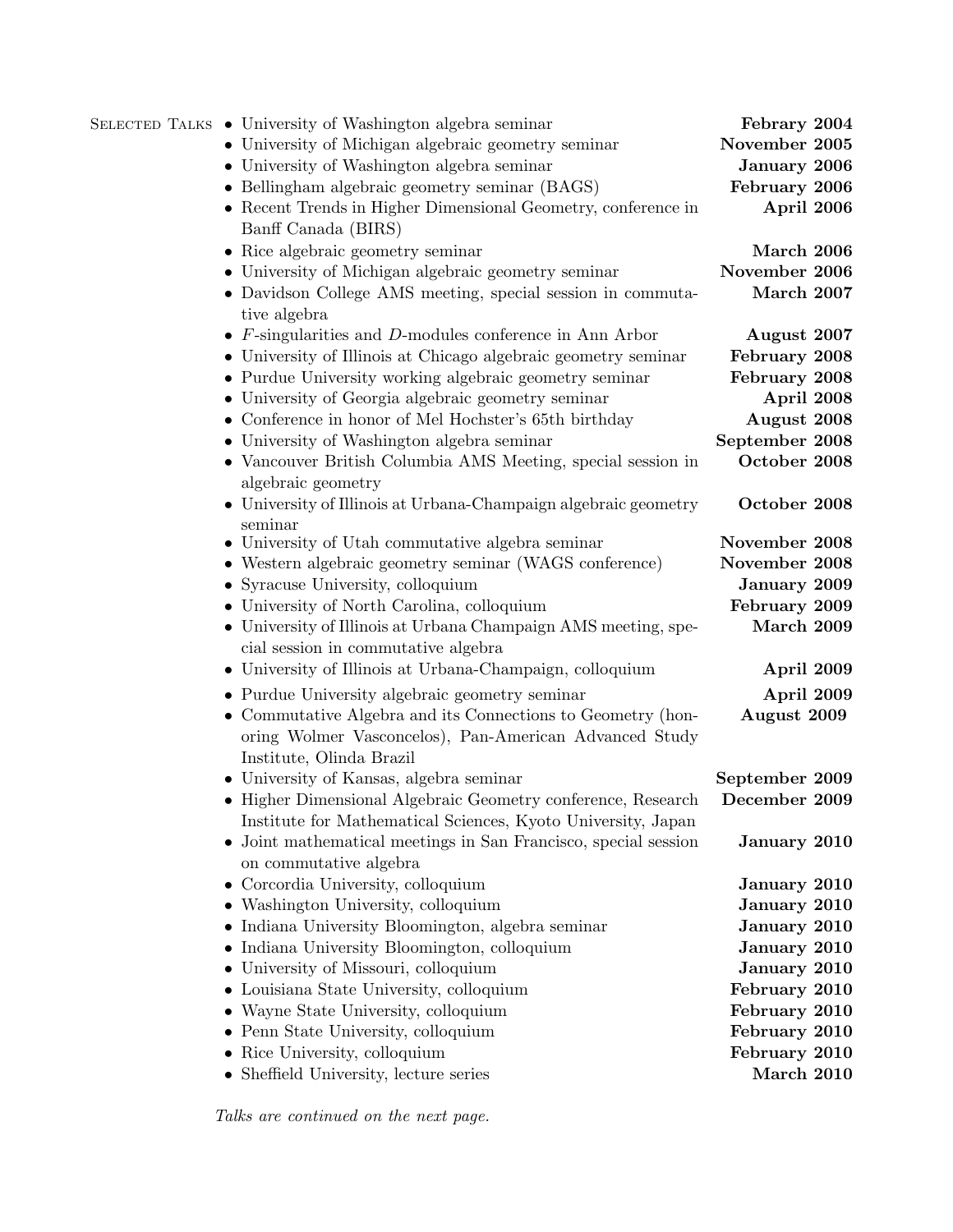## Selected Talks

- University of Washington algebra seminar — **Febrary 2004**
- University of Michigan algebraic geometry seminar — **November 2005**
- University of Washington algebra seminar — **January 2006**
- Bellingham algebraic geometry seminar (BAGS) — **February 2006**
- Recent Trends in Higher Dimensional Geometry, conference in Banff Canada (BIRS) — **April 2006**
- Rice algebraic geometry seminar — **March 2006**
- University of Michigan algebraic geometry seminar — **November 2006**
- Davidson College AMS meeting, special session in commutative algebra — **March 2007**
- $F$-singularities and $D$-modules conference in Ann Arbor — **August 2007**
- University of Illinois at Chicago algebraic geometry seminar — **February 2008**
- Purdue University working algebraic geometry seminar — **February 2008**
- University of Georgia algebraic geometry seminar — **April 2008**
- Conference in honor of Mel Hochster's 65th birthday — **August 2008**
- University of Washington algebra seminar — **September 2008**
- Vancouver British Columbia AMS Meeting, special session in algebraic geometry — **October 2008**
- University of Illinois at Urbana-Champaign algebraic geometry seminar — **October 2008**
- University of Utah commutative algebra seminar — **November 2008**
- Western algebraic geometry seminar (WAGS conference) — **November 2008**
- Syracuse University, colloquium — **January 2009**
- University of North Carolina, colloquium — **February 2009**
- University of Illinois at Urbana Champaign AMS meeting, special session in commutative algebra — **March 2009**
- University of Illinois at Urbana-Champaign, colloquium — **April 2009**
- Purdue University algebraic geometry seminar — **April 2009**
- Commutative Algebra and its Connections to Geometry (honoring Wolmer Vasconcelos), Pan-American Advanced Study Institute, Olinda Brazil — **August 2009**
- University of Kansas, algebra seminar — **September 2009**
- Higher Dimensional Algebraic Geometry conference, Research Institute for Mathematical Sciences, Kyoto University, Japan — **December 2009**
- Joint mathematical meetings in San Francisco, special session on commutative algebra — **January 2010**
- Corcordia University, colloquium — **January 2010**
- Washington University, colloquium — **January 2010**
- Indiana University Bloomington, algebra seminar — **January 2010**
- Indiana University Bloomington, colloquium — **January 2010**
- University of Missouri, colloquium — **January 2010**
- Louisiana State University, colloquium — **February 2010**
- Wayne State University, colloquium — **February 2010**
- Penn State University, colloquium — **February 2010**
- Rice University, colloquium — **February 2010**
- Sheffield University, lecture series — **March 2010**

*Talks are continued on the next page.*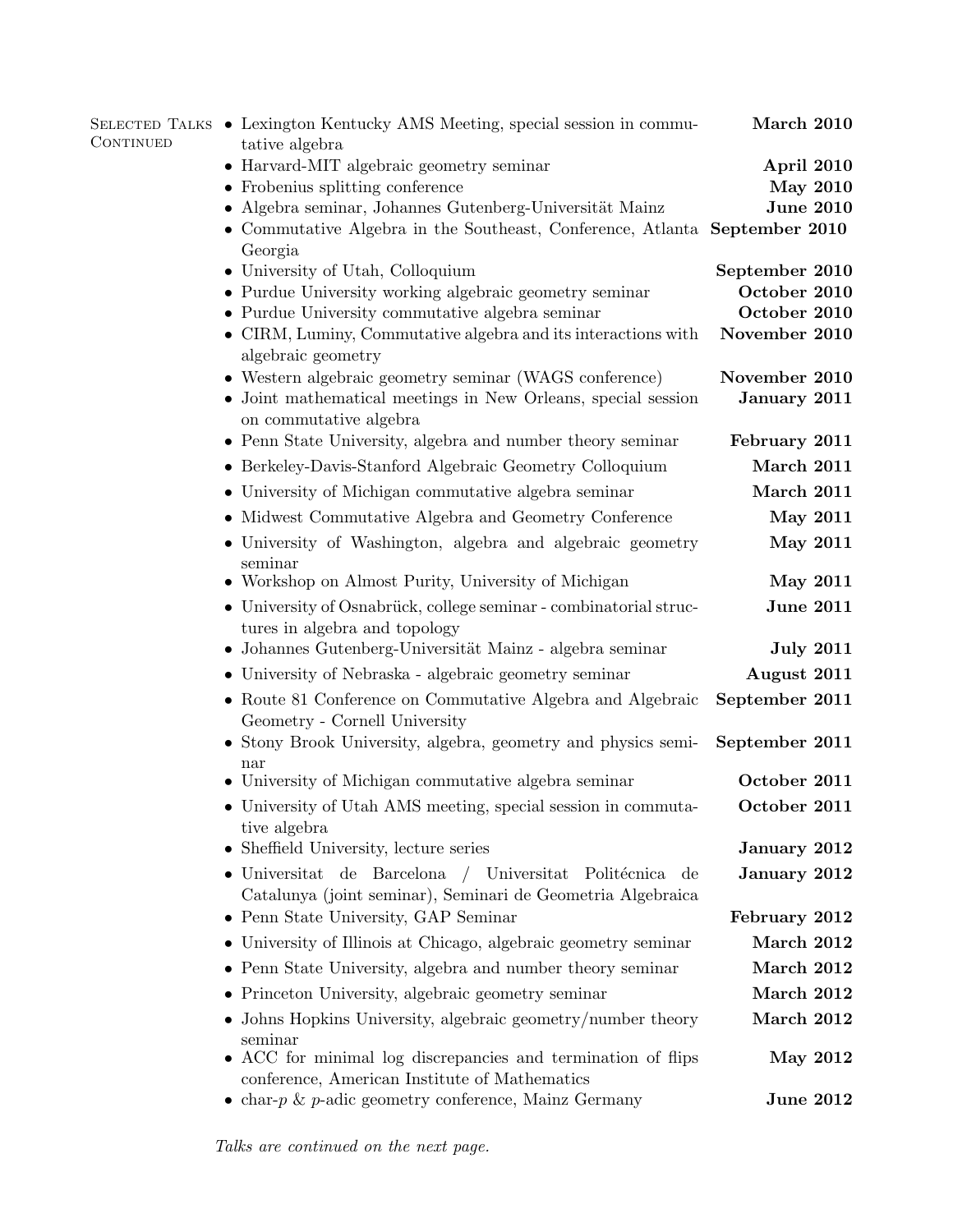**Selected Talks Continued**

- Lexington Kentucky AMS Meeting, special session in commutative algebra **March 2010**
- Harvard-MIT algebraic geometry seminar **April 2010**
- Frobenius splitting conference **May 2010**
- Algebra seminar, Johannes Gutenberg-Universität Mainz **June 2010**
- Commutative Algebra in the Southeast, Conference, Atlanta Georgia **September 2010**
- University of Utah, Colloquium **September 2010**
- Purdue University working algebraic geometry seminar **October 2010**
- Purdue University commutative algebra seminar **October 2010**
- CIRM, Luminy, Commutative algebra and its interactions with algebraic geometry **November 2010**
- Western algebraic geometry seminar (WAGS conference) **November 2010**
- Joint mathematical meetings in New Orleans, special session on commutative algebra **January 2011**
- Penn State University, algebra and number theory seminar **February 2011**
- Berkeley-Davis-Stanford Algebraic Geometry Colloquium **March 2011**
- University of Michigan commutative algebra seminar **March 2011**
- Midwest Commutative Algebra and Geometry Conference **May 2011**
- University of Washington, algebra and algebraic geometry seminar **May 2011**
- Workshop on Almost Purity, University of Michigan **May 2011**
- University of Osnabrück, college seminar - combinatorial structures in algebra and topology **June 2011**
- Johannes Gutenberg-Universität Mainz - algebra seminar **July 2011**
- University of Nebraska - algebraic geometry seminar **August 2011**
- Route 81 Conference on Commutative Algebra and Algebraic Geometry - Cornell University **September 2011**
- Stony Brook University, algebra, geometry and physics seminar **September 2011**
- University of Michigan commutative algebra seminar **October 2011**
- University of Utah AMS meeting, special session in commutative algebra **October 2011**
- Sheffield University, lecture series **January 2012**
- Universitat de Barcelona / Universitat Politécnica de Catalunya (joint seminar), Seminari de Geometria Algebraica **January 2012**
- Penn State University, GAP Seminar **February 2012**
- University of Illinois at Chicago, algebraic geometry seminar **March 2012**
- Penn State University, algebra and number theory seminar **March 2012**
- Princeton University, algebraic geometry seminar **March 2012**
- Johns Hopkins University, algebraic geometry/number theory seminar **March 2012**
- ACC for minimal log discrepancies and termination of flips conference, American Institute of Mathematics **May 2012**
- char-$p$ & $p$-adic geometry conference, Mainz Germany **June 2012**

*Talks are continued on the next page.*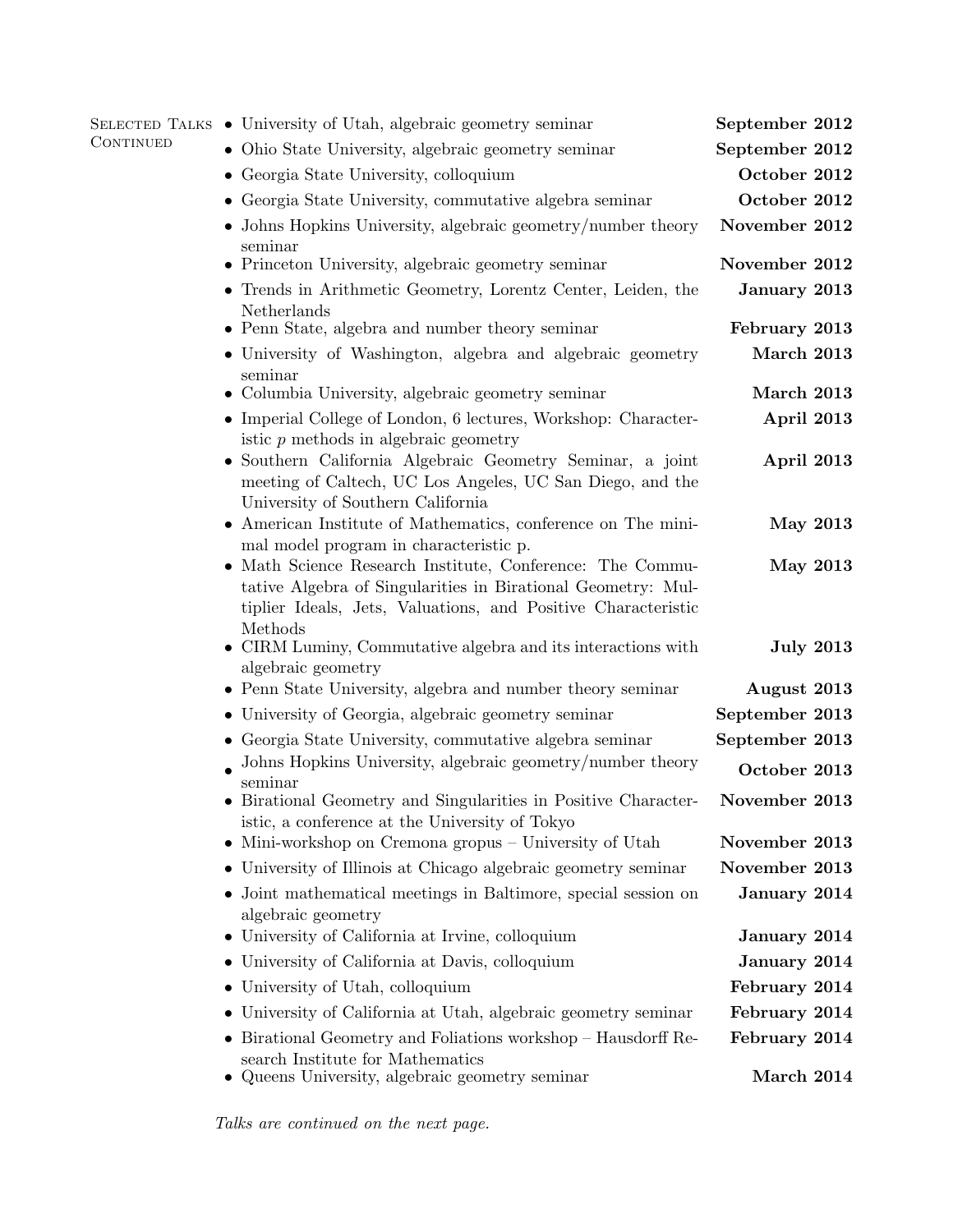**Selected Talks Continued**

- University of Utah, algebraic geometry seminar **September 2012**
- Ohio State University, algebraic geometry seminar **September 2012**
- Georgia State University, colloquium **October 2012**
- Georgia State University, commutative algebra seminar **October 2012**
- Johns Hopkins University, algebraic geometry/number theory seminar **November 2012**
- Princeton University, algebraic geometry seminar **November 2012**
- Trends in Arithmetic Geometry, Lorentz Center, Leiden, the Netherlands **January 2013**
- Penn State, algebra and number theory seminar **February 2013**
- University of Washington, algebra and algebraic geometry seminar **March 2013**
- Columbia University, algebraic geometry seminar **March 2013**
- Imperial College of London, 6 lectures, Workshop: Characteristic $p$ methods in algebraic geometry **April 2013**
- Southern California Algebraic Geometry Seminar, a joint meeting of Caltech, UC Los Angeles, UC San Diego, and the University of Southern California **April 2013**
- American Institute of Mathematics, conference on The minimal model program in characteristic p. **May 2013**
- Math Science Research Institute, Conference: The Commutative Algebra of Singularities in Birational Geometry: Multiplier Ideals, Jets, Valuations, and Positive Characteristic Methods **May 2013**
- CIRM Luminy, Commutative algebra and its interactions with algebraic geometry **July 2013**
- Penn State University, algebra and number theory seminar **August 2013**
- University of Georgia, algebraic geometry seminar **September 2013**
- Georgia State University, commutative algebra seminar **September 2013**
- Johns Hopkins University, algebraic geometry/number theory seminar **October 2013**
- Birational Geometry and Singularities in Positive Characteristic, a conference at the University of Tokyo **November 2013**
- Mini-workshop on Cremona gropus – University of Utah **November 2013**
- University of Illinois at Chicago algebraic geometry seminar **November 2013**
- Joint mathematical meetings in Baltimore, special session on algebraic geometry **January 2014**
- University of California at Irvine, colloquium **January 2014**
- University of California at Davis, colloquium **January 2014**
- University of Utah, colloquium **February 2014**
- University of California at Utah, algebraic geometry seminar **February 2014**
- Birational Geometry and Foliations workshop – Hausdorff Research Institute for Mathematics **February 2014**
- Queens University, algebraic geometry seminar **March 2014**

*Talks are continued on the next page.*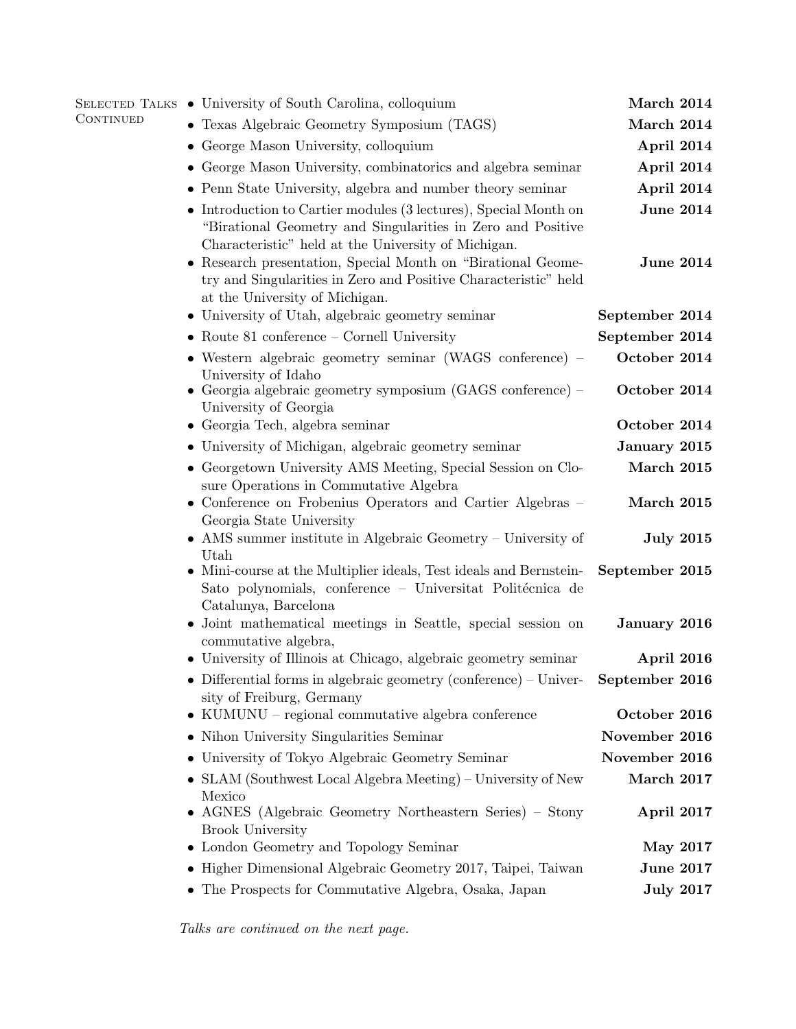## Selected Talks Continued

- University of South Carolina, colloquium **March 2014**
- Texas Algebraic Geometry Symposium (TAGS) **March 2014**
- George Mason University, colloquium **April 2014**
- George Mason University, combinatorics and algebra seminar **April 2014**
- Penn State University, algebra and number theory seminar **April 2014**
- Introduction to Cartier modules (3 lectures), Special Month on "Birational Geometry and Singularities in Zero and Positive Characteristic" held at the University of Michigan. **June 2014**
- Research presentation, Special Month on "Birational Geometry and Singularities in Zero and Positive Characteristic" held at the University of Michigan. **June 2014**
- University of Utah, algebraic geometry seminar **September 2014**
- Route 81 conference – Cornell University **September 2014**
- Western algebraic geometry seminar (WAGS conference) – University of Idaho **October 2014**
- Georgia algebraic geometry symposium (GAGS conference) – University of Georgia **October 2014**
- Georgia Tech, algebra seminar **October 2014**
- University of Michigan, algebraic geometry seminar **January 2015**
- Georgetown University AMS Meeting, Special Session on Closure Operations in Commutative Algebra **March 2015**
- Conference on Frobenius Operators and Cartier Algebras – Georgia State University **March 2015**
- AMS summer institute in Algebraic Geometry – University of Utah **July 2015**
- Mini-course at the Multiplier ideals, Test ideals and Bernstein-Sato polynomials, conference – Universitat Politécnica de Catalunya, Barcelona **September 2015**
- Joint mathematical meetings in Seattle, special session on commutative algebra, **January 2016**
- University of Illinois at Chicago, algebraic geometry seminar **April 2016**
- Differential forms in algebraic geometry (conference) – University of Freiburg, Germany **September 2016**
- KUMUNU – regional commutative algebra conference **October 2016**
- Nihon University Singularities Seminar **November 2016**
- University of Tokyo Algebraic Geometry Seminar **November 2016**
- SLAM (Southwest Local Algebra Meeting) – University of New Mexico **March 2017**
- AGNES (Algebraic Geometry Northeastern Series) – Stony Brook University **April 2017**
- London Geometry and Topology Seminar **May 2017**
- Higher Dimensional Algebraic Geometry 2017, Taipei, Taiwan **June 2017**
- The Prospects for Commutative Algebra, Osaka, Japan **July 2017**

*Talks are continued on the next page.*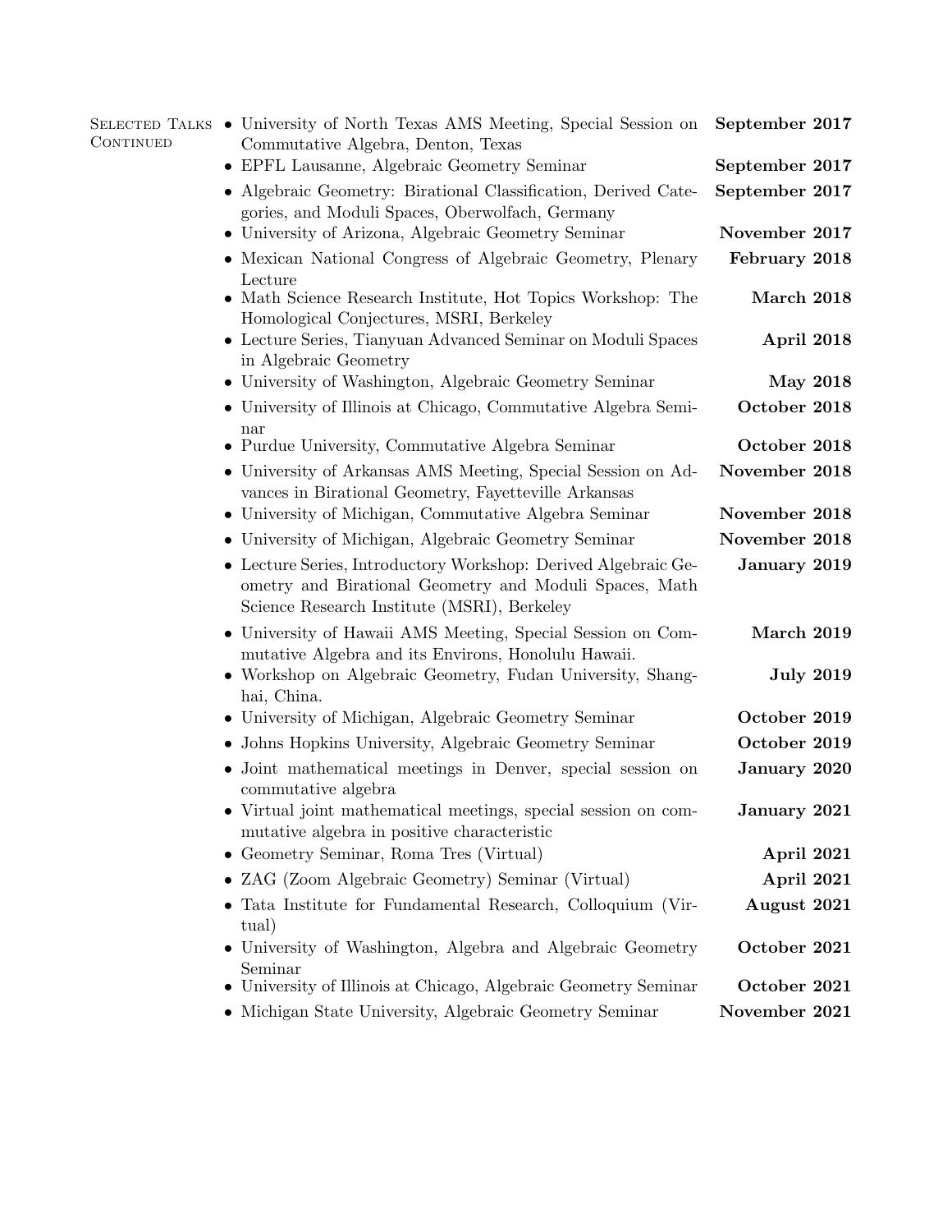## Selected Talks Continued

- University of North Texas AMS Meeting, Special Session on Commutative Algebra, Denton, Texas **September 2017**
- EPFL Lausanne, Algebraic Geometry Seminar **September 2017**
- Algebraic Geometry: Birational Classification, Derived Categories, and Moduli Spaces, Oberwolfach, Germany **September 2017**
- University of Arizona, Algebraic Geometry Seminar **November 2017**
- Mexican National Congress of Algebraic Geometry, Plenary Lecture **February 2018**
- Math Science Research Institute, Hot Topics Workshop: The Homological Conjectures, MSRI, Berkeley **March 2018**
- Lecture Series, Tianyuan Advanced Seminar on Moduli Spaces in Algebraic Geometry **April 2018**
- University of Washington, Algebraic Geometry Seminar **May 2018**
- University of Illinois at Chicago, Commutative Algebra Seminar **October 2018**
- Purdue University, Commutative Algebra Seminar **October 2018**
- University of Arkansas AMS Meeting, Special Session on Advances in Birational Geometry, Fayetteville Arkansas **November 2018**
- University of Michigan, Commutative Algebra Seminar **November 2018**
- University of Michigan, Algebraic Geometry Seminar **November 2018**
- Lecture Series, Introductory Workshop: Derived Algebraic Geometry and Birational Geometry and Moduli Spaces, Math Science Research Institute (MSRI), Berkeley **January 2019**
- University of Hawaii AMS Meeting, Special Session on Commutative Algebra and its Environs, Honolulu Hawaii. **March 2019**
- Workshop on Algebraic Geometry, Fudan University, Shanghai, China. **July 2019**
- University of Michigan, Algebraic Geometry Seminar **October 2019**
- Johns Hopkins University, Algebraic Geometry Seminar **October 2019**
- Joint mathematical meetings in Denver, special session on commutative algebra **January 2020**
- Virtual joint mathematical meetings, special session on commutative algebra in positive characteristic **January 2021**
- Geometry Seminar, Roma Tres (Virtual) **April 2021**
- ZAG (Zoom Algebraic Geometry) Seminar (Virtual) **April 2021**
- Tata Institute for Fundamental Research, Colloquium (Virtual) **August 2021**
- University of Washington, Algebra and Algebraic Geometry Seminar **October 2021**
- University of Illinois at Chicago, Algebraic Geometry Seminar **October 2021**
- Michigan State University, Algebraic Geometry Seminar **November 2021**